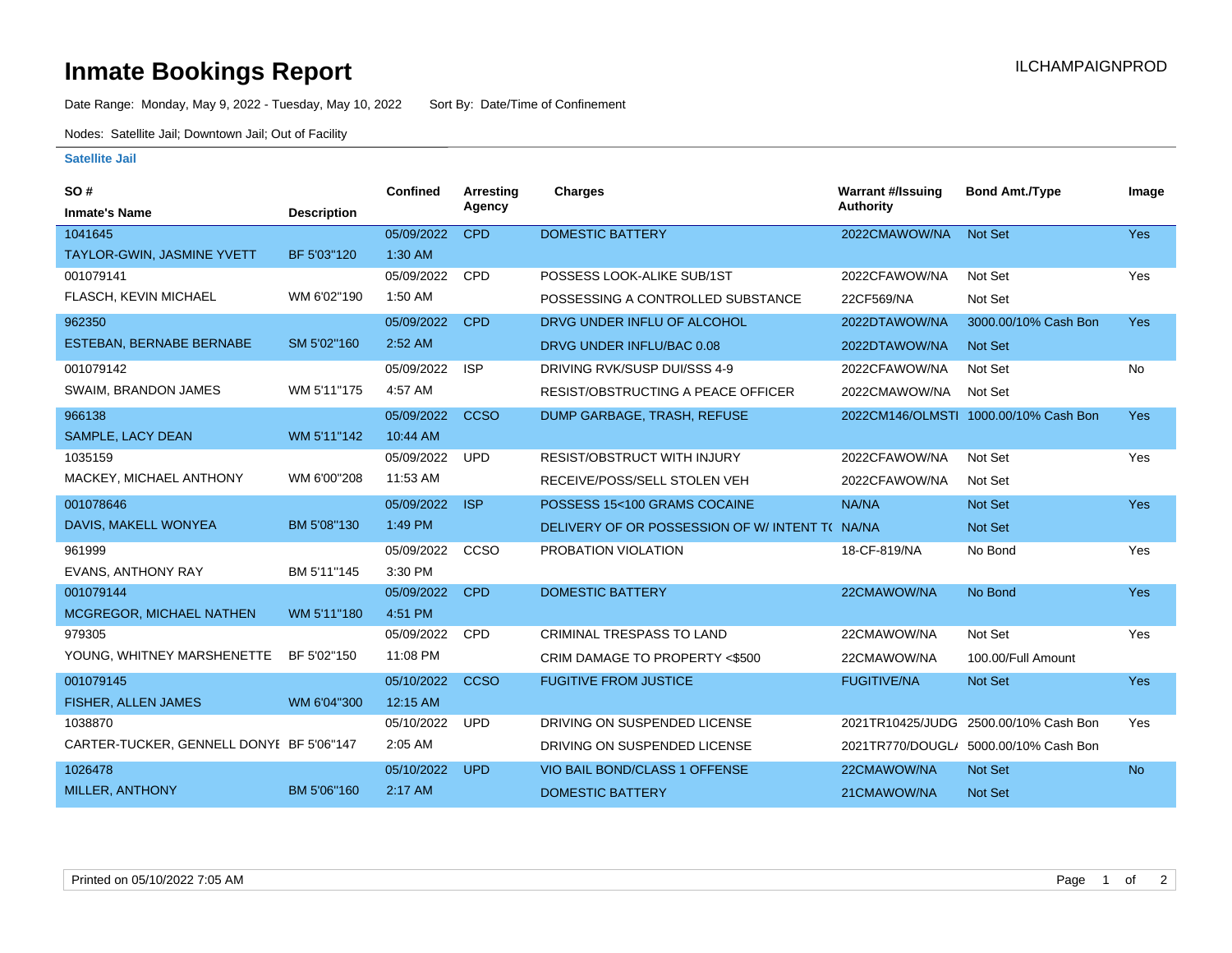# Inmate Bookings Report

ILCHAMPAIGNPROD

Date Range: Monday, May 9, 2022 - Tuesday, May 10, 2022    Sort By: Date/Time of Confinement

Nodes: Satellite Jail; Downtown Jail; Out of Facility

### Satellite Jail

| SO # / Inmate's Name | Description | Confined | Arresting Agency | Charges | Warrant #/Issuing Authority | Bond Amt./Type | Image |
|---|---|---|---|---|---|---|---|
| 1041645 | | 05/09/2022 | CPD | DOMESTIC BATTERY | 2022CMAWOW/NA | Not Set | Yes |
| TAYLOR-GWIN, JASMINE YVETT | BF 5'03"120 | 1:30 AM | | | | | |
| 001079141 | | 05/09/2022 | CPD | POSSESS LOOK-ALIKE SUB/1ST | 2022CFAWOW/NA | Not Set | Yes |
| FLASCH, KEVIN MICHAEL | WM 6'02"190 | 1:50 AM | | POSSESSING A CONTROLLED SUBSTANCE | 22CF569/NA | Not Set | |
| 962350 | | 05/09/2022 | CPD | DRVG UNDER INFLU OF ALCOHOL | 2022DTAWOW/NA | 3000.00/10% Cash Bon | Yes |
| ESTEBAN, BERNABE BERNABE | SM 5'02"160 | 2:52 AM | | DRVG UNDER INFLU/BAC 0.08 | 2022DTAWOW/NA | Not Set | |
| 001079142 | | 05/09/2022 | ISP | DRIVING RVK/SUSP DUI/SSS 4-9 | 2022CFAWOW/NA | Not Set | No |
| SWAIM, BRANDON JAMES | WM 5'11"175 | 4:57 AM | | RESIST/OBSTRUCTING A PEACE OFFICER | 2022CMAWOW/NA | Not Set | |
| 966138 | | 05/09/2022 | CCSO | DUMP GARBAGE, TRASH, REFUSE | 2022CM146/OLMSTI | 1000.00/10% Cash Bon | Yes |
| SAMPLE, LACY DEAN | WM 5'11"142 | 10:44 AM | | | | | |
| 1035159 | | 05/09/2022 | UPD | RESIST/OBSTRUCT WITH INJURY | 2022CFAWOW/NA | Not Set | Yes |
| MACKEY, MICHAEL ANTHONY | WM 6'00"208 | 11:53 AM | | RECEIVE/POSS/SELL STOLEN VEH | 2022CFAWOW/NA | Not Set | |
| 001078646 | | 05/09/2022 | ISP | POSSESS 15<100 GRAMS COCAINE | NA/NA | Not Set | Yes |
| DAVIS, MAKELL WONYEA | BM 5'08"130 | 1:49 PM | | DELIVERY OF OR POSSESSION OF W/ INTENT T( | NA/NA | Not Set | |
| 961999 | | 05/09/2022 | CCSO | PROBATION VIOLATION | 18-CF-819/NA | No Bond | Yes |
| EVANS, ANTHONY RAY | BM 5'11"145 | 3:30 PM | | | | | |
| 001079144 | | 05/09/2022 | CPD | DOMESTIC BATTERY | 22CMAWOW/NA | No Bond | Yes |
| MCGREGOR, MICHAEL NATHEN | WM 5'11"180 | 4:51 PM | | | | | |
| 979305 | | 05/09/2022 | CPD | CRIMINAL TRESPASS TO LAND | 22CMAWOW/NA | Not Set | Yes |
| YOUNG, WHITNEY MARSHENETTE | BF 5'02"150 | 11:08 PM | | CRIM DAMAGE TO PROPERTY <$500 | 22CMAWOW/NA | 100.00/Full Amount | |
| 001079145 | | 05/10/2022 | CCSO | FUGITIVE FROM JUSTICE | FUGITIVE/NA | Not Set | Yes |
| FISHER, ALLEN JAMES | WM 6'04"300 | 12:15 AM | | | | | |
| 1038870 | | 05/10/2022 | UPD | DRIVING ON SUSPENDED LICENSE | 2021TR10425/JUDG | 2500.00/10% Cash Bon | Yes |
| CARTER-TUCKER, GENNELL DONYE | BF 5'06"147 | 2:05 AM | | DRIVING ON SUSPENDED LICENSE | 2021TR770/DOUGL/ | 5000.00/10% Cash Bon | |
| 1026478 | | 05/10/2022 | UPD | VIO BAIL BOND/CLASS 1 OFFENSE | 22CMAWOW/NA | Not Set | No |
| MILLER, ANTHONY | BM 5'06"160 | 2:17 AM | | DOMESTIC BATTERY | 21CMAWOW/NA | Not Set | |

Printed on 05/10/2022 7:05 AM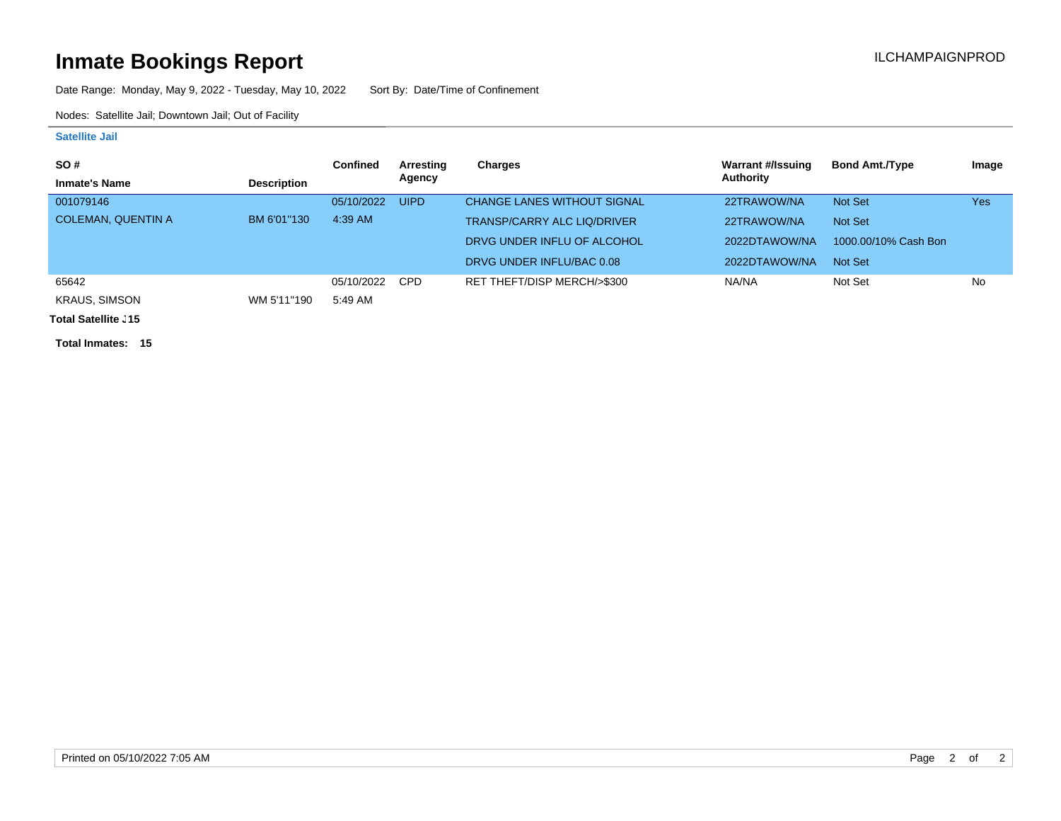# Inmate Bookings Report

ILCHAMPAIGNPROD

Date Range: Monday, May 9, 2022 - Tuesday, May 10, 2022 Sort By: Date/Time of Confinement

Nodes: Satellite Jail; Downtown Jail; Out of Facility

**Satellite Jail**

| SO # / Inmate's Name | Description | Confined | Arresting Agency | Charges | Warrant #/Issuing Authority | Bond Amt./Type | Image |
|---|---|---|---|---|---|---|---|
| 001079146 | | 05/10/2022 | UIPD | CHANGE LANES WITHOUT SIGNAL | 22TRAWOW/NA | Not Set | Yes |
| COLEMAN, QUENTIN A | BM 6'01''130 | 4:39 AM | | TRANSP/CARRY ALC LIQ/DRIVER | 22TRAWOW/NA | Not Set | |
| | | | | DRVG UNDER INFLU OF ALCOHOL | 2022DTAWOW/NA | 1000.00/10% Cash Bon | |
| | | | | DRVG UNDER INFLU/BAC 0.08 | 2022DTAWOW/NA | Not Set | |
| 65642 | | 05/10/2022 | CPD | RET THEFT/DISP MERCH/>$300 | NA/NA | Not Set | No |
| KRAUS, SIMSON | WM 5'11''190 | 5:49 AM | | | | | |

**Total Satellite J 15**

**Total Inmates: 15**

Printed on 05/10/2022 7:05 AM